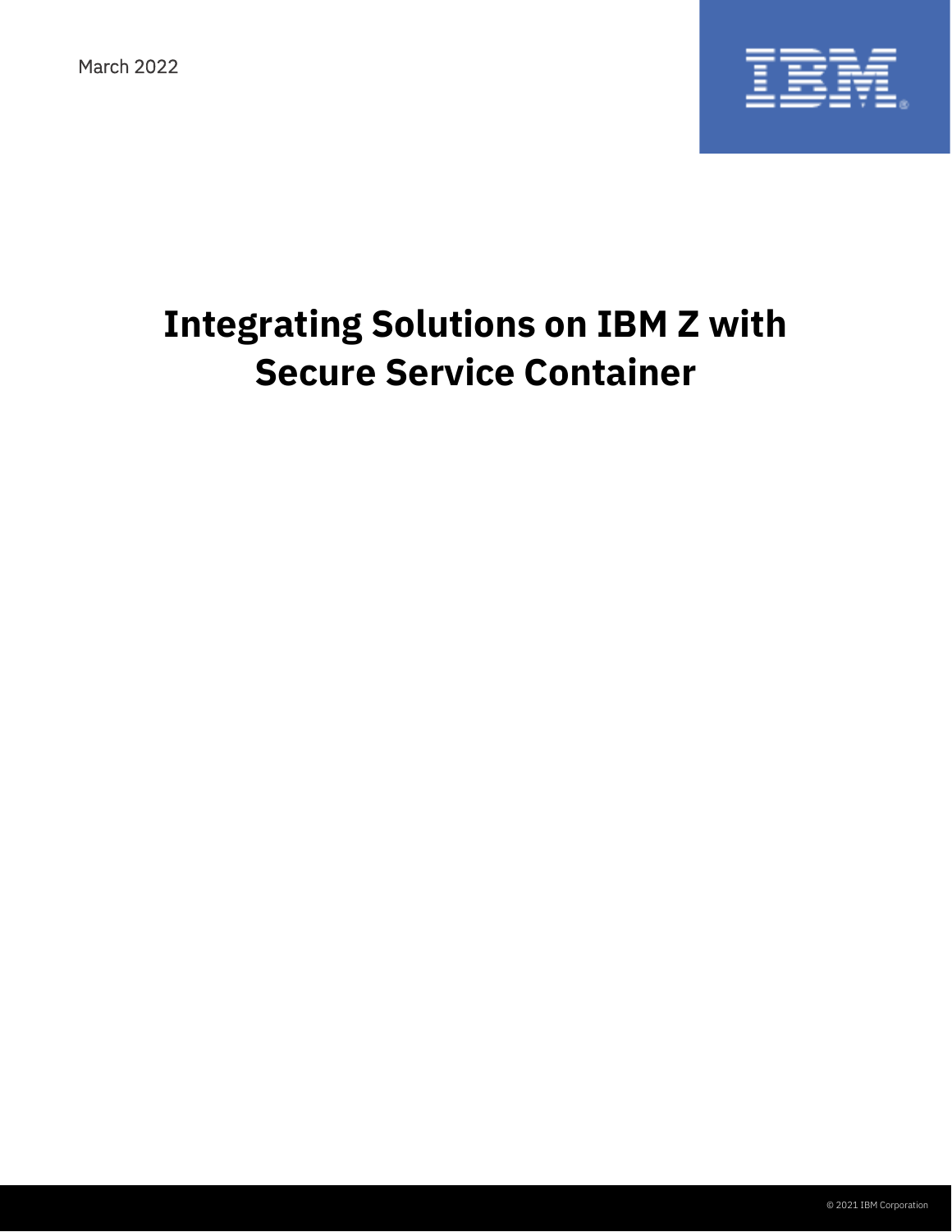March 2022

# Integrating Solutions on IBM Z with Secure Service Container

© 2021 IBM Corporation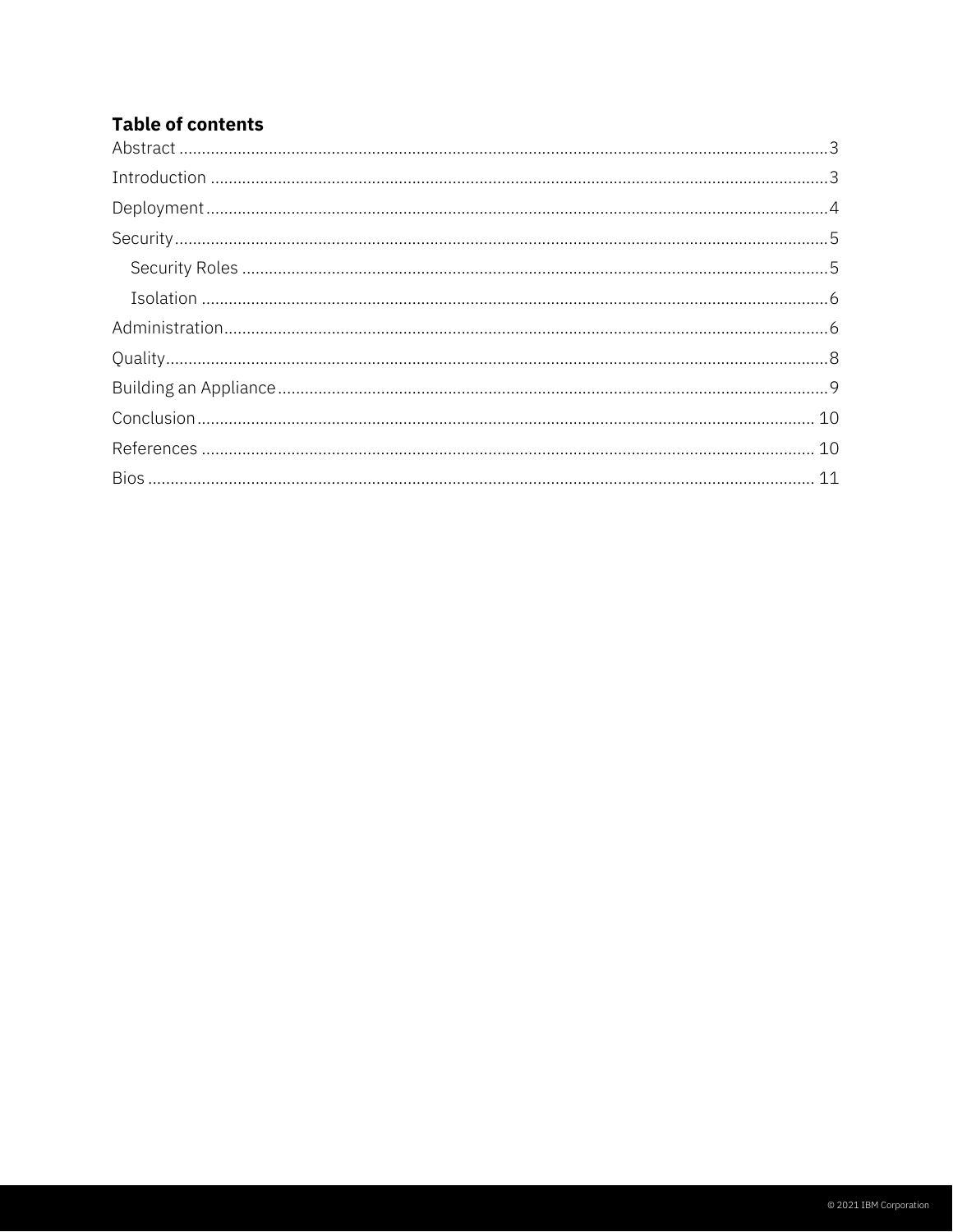## Table of contents

- Abstract ........ 3
- Introduction ........ 3
- Deployment ........ 4
- Security ........ 5
  - Security Roles ........ 5
  - Isolation ........ 6
- Administration ........ 6
- Quality ........ 8
- Building an Appliance ........ 9
- Conclusion ........ 10
- References ........ 10
- Bios ........ 11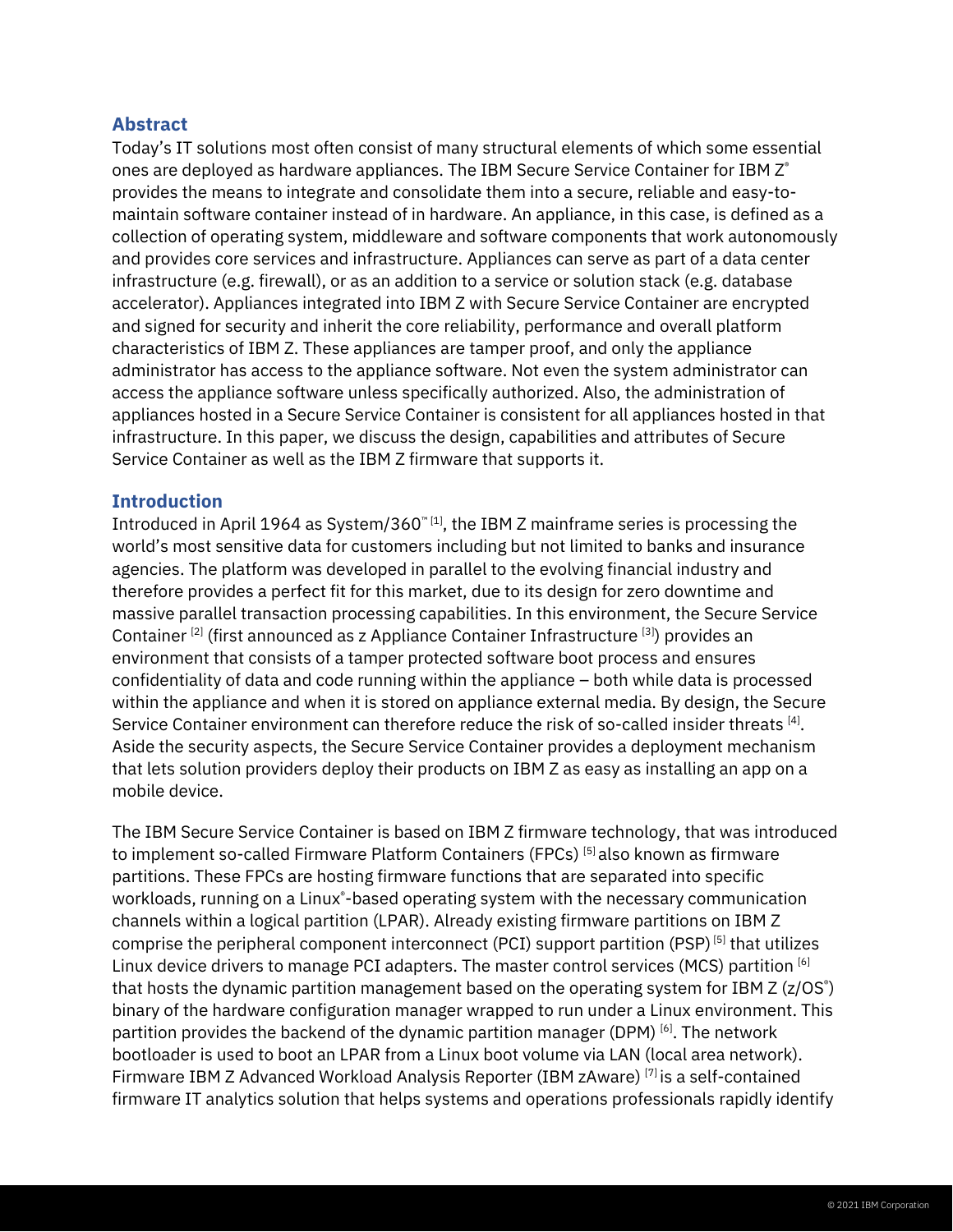## Abstract

Today's IT solutions most often consist of many structural elements of which some essential ones are deployed as hardware appliances. The IBM Secure Service Container for IBM Z® provides the means to integrate and consolidate them into a secure, reliable and easy-to-maintain software container instead of in hardware. An appliance, in this case, is defined as a collection of operating system, middleware and software components that work autonomously and provides core services and infrastructure. Appliances can serve as part of a data center infrastructure (e.g. firewall), or as an addition to a service or solution stack (e.g. database accelerator). Appliances integrated into IBM Z with Secure Service Container are encrypted and signed for security and inherit the core reliability, performance and overall platform characteristics of IBM Z. These appliances are tamper proof, and only the appliance administrator has access to the appliance software. Not even the system administrator can access the appliance software unless specifically authorized. Also, the administration of appliances hosted in a Secure Service Container is consistent for all appliances hosted in that infrastructure. In this paper, we discuss the design, capabilities and attributes of Secure Service Container as well as the IBM Z firmware that supports it.

## Introduction

Introduced in April 1964 as System/360™ [1], the IBM Z mainframe series is processing the world's most sensitive data for customers including but not limited to banks and insurance agencies. The platform was developed in parallel to the evolving financial industry and therefore provides a perfect fit for this market, due to its design for zero downtime and massive parallel transaction processing capabilities. In this environment, the Secure Service Container [2] (first announced as z Appliance Container Infrastructure [3]) provides an environment that consists of a tamper protected software boot process and ensures confidentiality of data and code running within the appliance – both while data is processed within the appliance and when it is stored on appliance external media. By design, the Secure Service Container environment can therefore reduce the risk of so-called insider threats [4]. Aside the security aspects, the Secure Service Container provides a deployment mechanism that lets solution providers deploy their products on IBM Z as easy as installing an app on a mobile device.

The IBM Secure Service Container is based on IBM Z firmware technology, that was introduced to implement so-called Firmware Platform Containers (FPCs) [5] also known as firmware partitions. These FPCs are hosting firmware functions that are separated into specific workloads, running on a Linux®-based operating system with the necessary communication channels within a logical partition (LPAR). Already existing firmware partitions on IBM Z comprise the peripheral component interconnect (PCI) support partition (PSP) [5] that utilizes Linux device drivers to manage PCI adapters. The master control services (MCS) partition [6] that hosts the dynamic partition management based on the operating system for IBM Z (z/OS®) binary of the hardware configuration manager wrapped to run under a Linux environment. This partition provides the backend of the dynamic partition manager (DPM) [6]. The network bootloader is used to boot an LPAR from a Linux boot volume via LAN (local area network). Firmware IBM Z Advanced Workload Analysis Reporter (IBM zAware) [7] is a self-contained firmware IT analytics solution that helps systems and operations professionals rapidly identify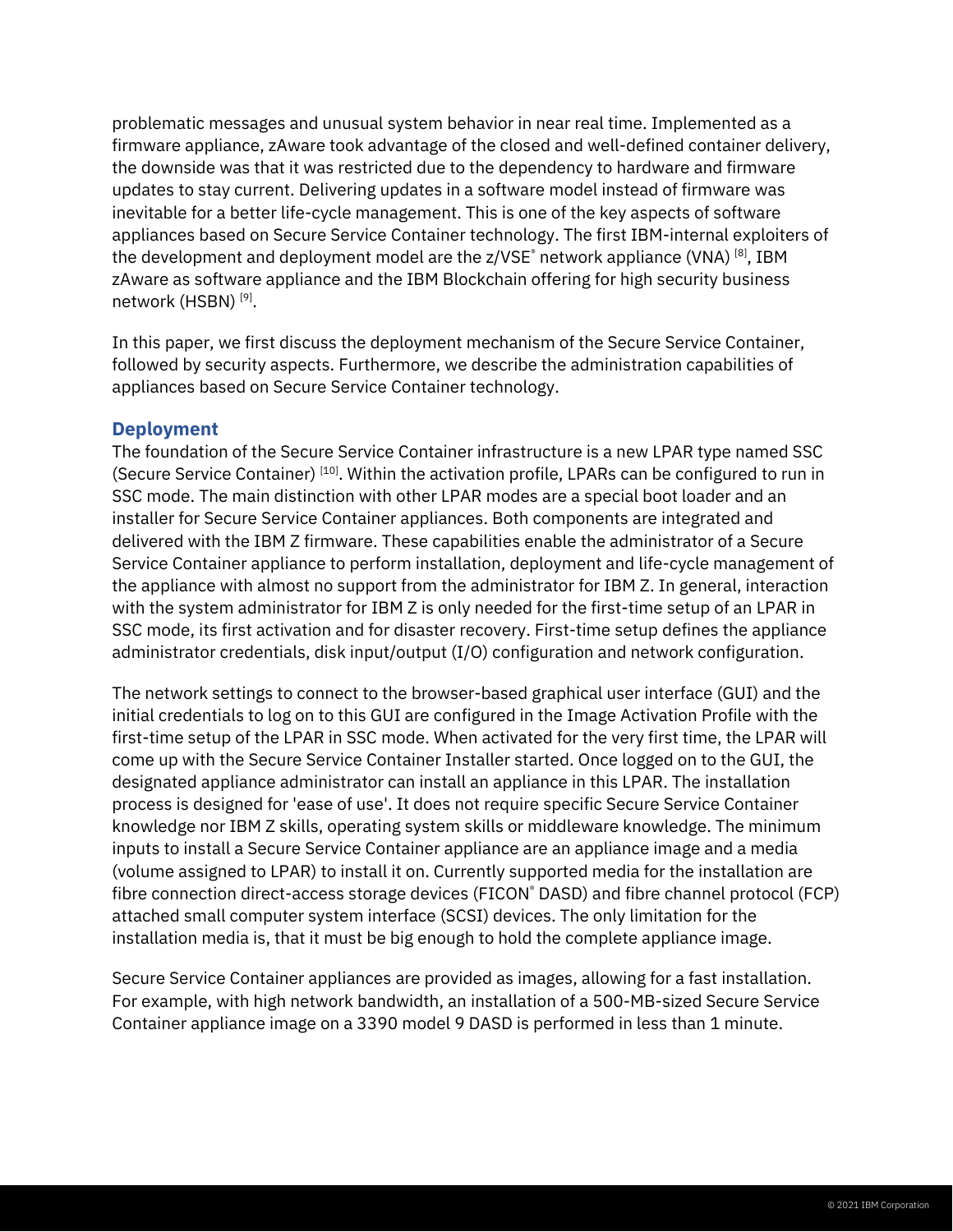problematic messages and unusual system behavior in near real time. Implemented as a firmware appliance, zAware took advantage of the closed and well-defined container delivery, the downside was that it was restricted due to the dependency to hardware and firmware updates to stay current. Delivering updates in a software model instead of firmware was inevitable for a better life-cycle management. This is one of the key aspects of software appliances based on Secure Service Container technology. The first IBM-internal exploiters of the development and deployment model are the z/VSE® network appliance (VNA) [8], IBM zAware as software appliance and the IBM Blockchain offering for high security business network (HSBN) [9].

In this paper, we first discuss the deployment mechanism of the Secure Service Container, followed by security aspects. Furthermore, we describe the administration capabilities of appliances based on Secure Service Container technology.

## Deployment

The foundation of the Secure Service Container infrastructure is a new LPAR type named SSC (Secure Service Container) [10]. Within the activation profile, LPARs can be configured to run in SSC mode. The main distinction with other LPAR modes are a special boot loader and an installer for Secure Service Container appliances. Both components are integrated and delivered with the IBM Z firmware. These capabilities enable the administrator of a Secure Service Container appliance to perform installation, deployment and life-cycle management of the appliance with almost no support from the administrator for IBM Z. In general, interaction with the system administrator for IBM Z is only needed for the first-time setup of an LPAR in SSC mode, its first activation and for disaster recovery. First-time setup defines the appliance administrator credentials, disk input/output (I/O) configuration and network configuration.

The network settings to connect to the browser-based graphical user interface (GUI) and the initial credentials to log on to this GUI are configured in the Image Activation Profile with the first-time setup of the LPAR in SSC mode. When activated for the very first time, the LPAR will come up with the Secure Service Container Installer started. Once logged on to the GUI, the designated appliance administrator can install an appliance in this LPAR. The installation process is designed for 'ease of use'. It does not require specific Secure Service Container knowledge nor IBM Z skills, operating system skills or middleware knowledge. The minimum inputs to install a Secure Service Container appliance are an appliance image and a media (volume assigned to LPAR) to install it on. Currently supported media for the installation are fibre connection direct-access storage devices (FICON® DASD) and fibre channel protocol (FCP) attached small computer system interface (SCSI) devices. The only limitation for the installation media is, that it must be big enough to hold the complete appliance image.

Secure Service Container appliances are provided as images, allowing for a fast installation. For example, with high network bandwidth, an installation of a 500-MB-sized Secure Service Container appliance image on a 3390 model 9 DASD is performed in less than 1 minute.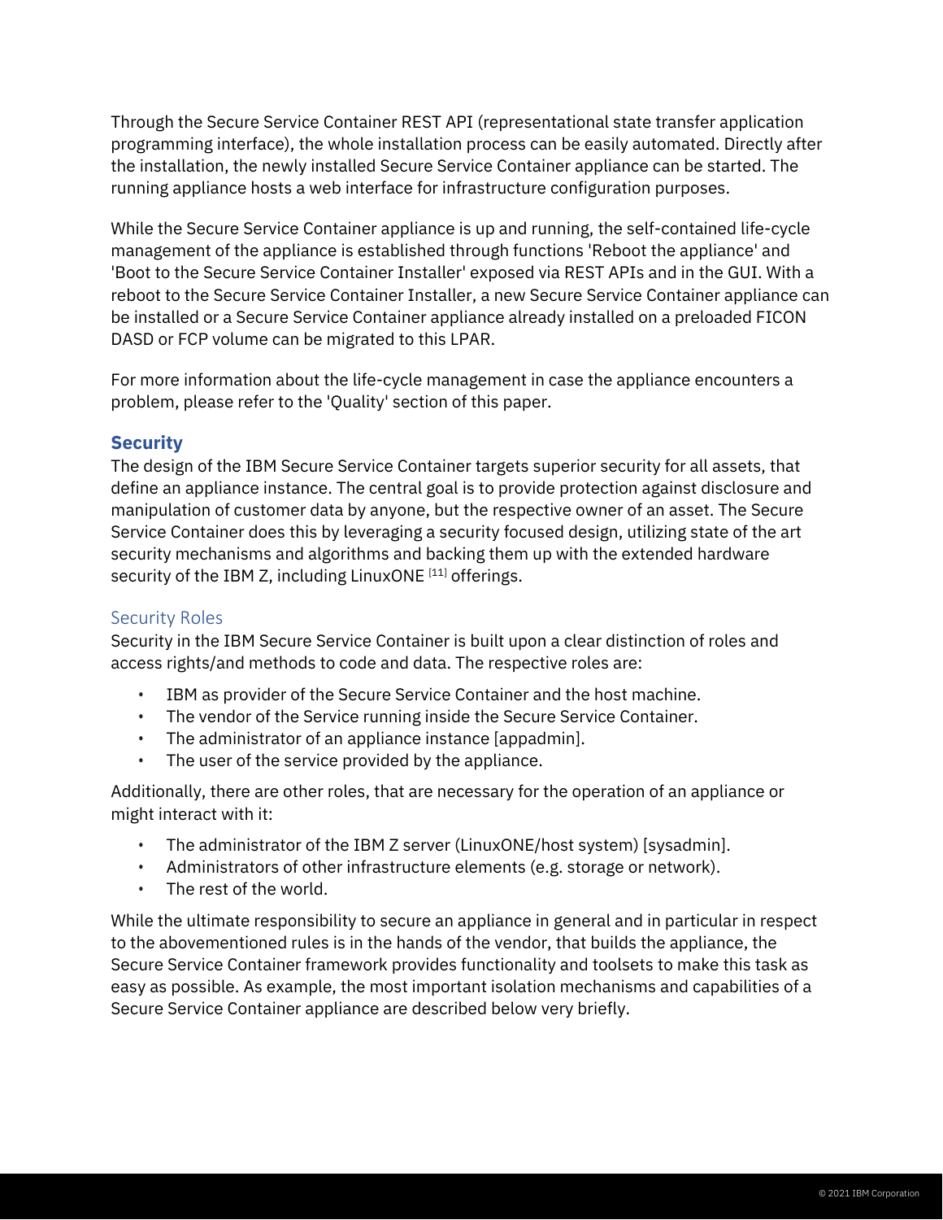Through the Secure Service Container REST API (representational state transfer application programming interface), the whole installation process can be easily automated. Directly after the installation, the newly installed Secure Service Container appliance can be started. The running appliance hosts a web interface for infrastructure configuration purposes.

While the Secure Service Container appliance is up and running, the self-contained life-cycle management of the appliance is established through functions 'Reboot the appliance' and 'Boot to the Secure Service Container Installer' exposed via REST APIs and in the GUI. With a reboot to the Secure Service Container Installer, a new Secure Service Container appliance can be installed or a Secure Service Container appliance already installed on a preloaded FICON DASD or FCP volume can be migrated to this LPAR.

For more information about the life-cycle management in case the appliance encounters a problem, please refer to the 'Quality' section of this paper.

## Security

The design of the IBM Secure Service Container targets superior security for all assets, that define an appliance instance. The central goal is to provide protection against disclosure and manipulation of customer data by anyone, but the respective owner of an asset. The Secure Service Container does this by leveraging a security focused design, utilizing state of the art security mechanisms and algorithms and backing them up with the extended hardware security of the IBM Z, including LinuxONE [11] offerings.

### Security Roles

Security in the IBM Secure Service Container is built upon a clear distinction of roles and access rights/and methods to code and data. The respective roles are:

- IBM as provider of the Secure Service Container and the host machine.
- The vendor of the Service running inside the Secure Service Container.
- The administrator of an appliance instance [appadmin].
- The user of the service provided by the appliance.

Additionally, there are other roles, that are necessary for the operation of an appliance or might interact with it:

- The administrator of the IBM Z server (LinuxONE/host system) [sysadmin].
- Administrators of other infrastructure elements (e.g. storage or network).
- The rest of the world.

While the ultimate responsibility to secure an appliance in general and in particular in respect to the abovementioned rules is in the hands of the vendor, that builds the appliance, the Secure Service Container framework provides functionality and toolsets to make this task as easy as possible. As example, the most important isolation mechanisms and capabilities of a Secure Service Container appliance are described below very briefly.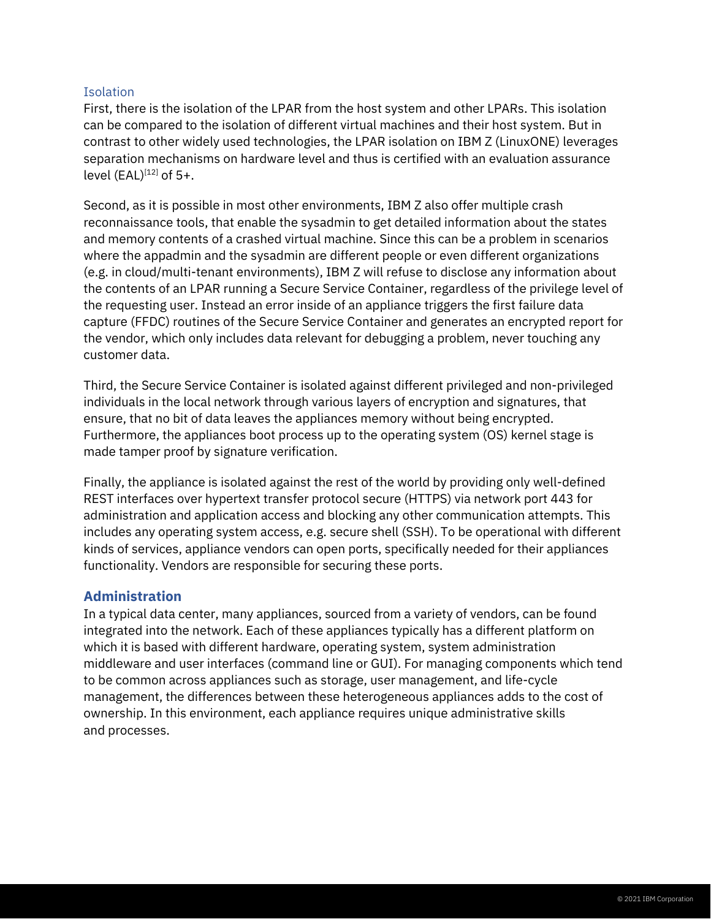### Isolation

First, there is the isolation of the LPAR from the host system and other LPARs. This isolation can be compared to the isolation of different virtual machines and their host system. But in contrast to other widely used technologies, the LPAR isolation on IBM Z (LinuxONE) leverages separation mechanisms on hardware level and thus is certified with an evaluation assurance level (EAL)[12] of 5+.

Second, as it is possible in most other environments, IBM Z also offer multiple crash reconnaissance tools, that enable the sysadmin to get detailed information about the states and memory contents of a crashed virtual machine. Since this can be a problem in scenarios where the appadmin and the sysadmin are different people or even different organizations (e.g. in cloud/multi-tenant environments), IBM Z will refuse to disclose any information about the contents of an LPAR running a Secure Service Container, regardless of the privilege level of the requesting user. Instead an error inside of an appliance triggers the first failure data capture (FFDC) routines of the Secure Service Container and generates an encrypted report for the vendor, which only includes data relevant for debugging a problem, never touching any customer data.

Third, the Secure Service Container is isolated against different privileged and non-privileged individuals in the local network through various layers of encryption and signatures, that ensure, that no bit of data leaves the appliances memory without being encrypted. Furthermore, the appliances boot process up to the operating system (OS) kernel stage is made tamper proof by signature verification.

Finally, the appliance is isolated against the rest of the world by providing only well-defined REST interfaces over hypertext transfer protocol secure (HTTPS) via network port 443 for administration and application access and blocking any other communication attempts. This includes any operating system access, e.g. secure shell (SSH). To be operational with different kinds of services, appliance vendors can open ports, specifically needed for their appliances functionality. Vendors are responsible for securing these ports.

## Administration

In a typical data center, many appliances, sourced from a variety of vendors, can be found integrated into the network. Each of these appliances typically has a different platform on which it is based with different hardware, operating system, system administration middleware and user interfaces (command line or GUI). For managing components which tend to be common across appliances such as storage, user management, and life-cycle management, the differences between these heterogeneous appliances adds to the cost of ownership. In this environment, each appliance requires unique administrative skills and processes.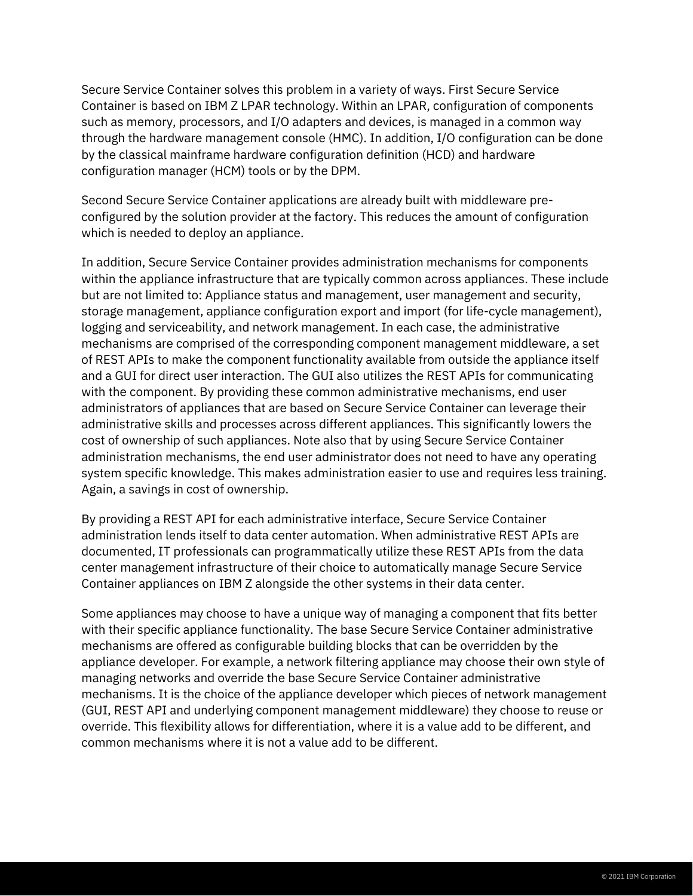Secure Service Container solves this problem in a variety of ways. First Secure Service Container is based on IBM Z LPAR technology. Within an LPAR, configuration of components such as memory, processors, and I/O adapters and devices, is managed in a common way through the hardware management console (HMC). In addition, I/O configuration can be done by the classical mainframe hardware configuration definition (HCD) and hardware configuration manager (HCM) tools or by the DPM.

Second Secure Service Container applications are already built with middleware pre-configured by the solution provider at the factory. This reduces the amount of configuration which is needed to deploy an appliance.

In addition, Secure Service Container provides administration mechanisms for components within the appliance infrastructure that are typically common across appliances. These include but are not limited to: Appliance status and management, user management and security, storage management, appliance configuration export and import (for life-cycle management), logging and serviceability, and network management. In each case, the administrative mechanisms are comprised of the corresponding component management middleware, a set of REST APIs to make the component functionality available from outside the appliance itself and a GUI for direct user interaction. The GUI also utilizes the REST APIs for communicating with the component. By providing these common administrative mechanisms, end user administrators of appliances that are based on Secure Service Container can leverage their administrative skills and processes across different appliances. This significantly lowers the cost of ownership of such appliances. Note also that by using Secure Service Container administration mechanisms, the end user administrator does not need to have any operating system specific knowledge. This makes administration easier to use and requires less training. Again, a savings in cost of ownership.

By providing a REST API for each administrative interface, Secure Service Container administration lends itself to data center automation. When administrative REST APIs are documented, IT professionals can programmatically utilize these REST APIs from the data center management infrastructure of their choice to automatically manage Secure Service Container appliances on IBM Z alongside the other systems in their data center.

Some appliances may choose to have a unique way of managing a component that fits better with their specific appliance functionality. The base Secure Service Container administrative mechanisms are offered as configurable building blocks that can be overridden by the appliance developer. For example, a network filtering appliance may choose their own style of managing networks and override the base Secure Service Container administrative mechanisms. It is the choice of the appliance developer which pieces of network management (GUI, REST API and underlying component management middleware) they choose to reuse or override. This flexibility allows for differentiation, where it is a value add to be different, and common mechanisms where it is not a value add to be different.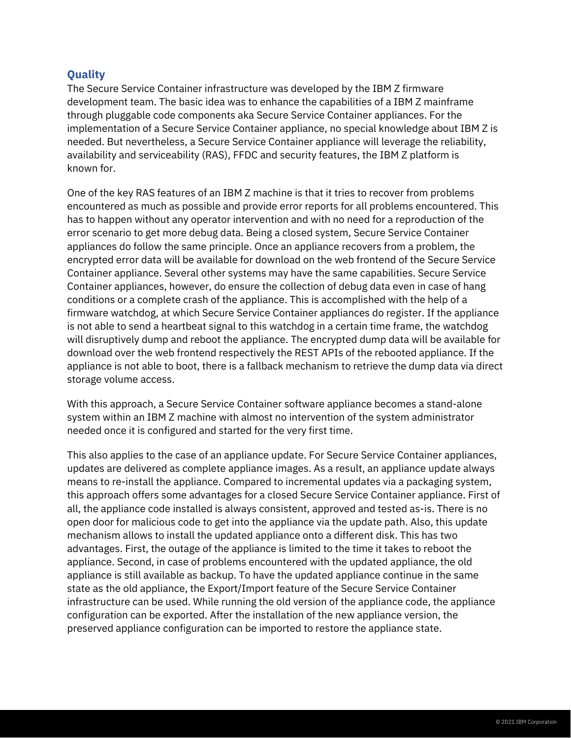## Quality

The Secure Service Container infrastructure was developed by the IBM Z firmware development team. The basic idea was to enhance the capabilities of a IBM Z mainframe through pluggable code components aka Secure Service Container appliances. For the implementation of a Secure Service Container appliance, no special knowledge about IBM Z is needed. But nevertheless, a Secure Service Container appliance will leverage the reliability, availability and serviceability (RAS), FFDC and security features, the IBM Z platform is known for.

One of the key RAS features of an IBM Z machine is that it tries to recover from problems encountered as much as possible and provide error reports for all problems encountered. This has to happen without any operator intervention and with no need for a reproduction of the error scenario to get more debug data. Being a closed system, Secure Service Container appliances do follow the same principle. Once an appliance recovers from a problem, the encrypted error data will be available for download on the web frontend of the Secure Service Container appliance. Several other systems may have the same capabilities. Secure Service Container appliances, however, do ensure the collection of debug data even in case of hang conditions or a complete crash of the appliance. This is accomplished with the help of a firmware watchdog, at which Secure Service Container appliances do register. If the appliance is not able to send a heartbeat signal to this watchdog in a certain time frame, the watchdog will disruptively dump and reboot the appliance. The encrypted dump data will be available for download over the web frontend respectively the REST APIs of the rebooted appliance. If the appliance is not able to boot, there is a fallback mechanism to retrieve the dump data via direct storage volume access.

With this approach, a Secure Service Container software appliance becomes a stand-alone system within an IBM Z machine with almost no intervention of the system administrator needed once it is configured and started for the very first time.

This also applies to the case of an appliance update. For Secure Service Container appliances, updates are delivered as complete appliance images. As a result, an appliance update always means to re-install the appliance. Compared to incremental updates via a packaging system, this approach offers some advantages for a closed Secure Service Container appliance. First of all, the appliance code installed is always consistent, approved and tested as-is. There is no open door for malicious code to get into the appliance via the update path. Also, this update mechanism allows to install the updated appliance onto a different disk. This has two advantages. First, the outage of the appliance is limited to the time it takes to reboot the appliance. Second, in case of problems encountered with the updated appliance, the old appliance is still available as backup. To have the updated appliance continue in the same state as the old appliance, the Export/Import feature of the Secure Service Container infrastructure can be used. While running the old version of the appliance code, the appliance configuration can be exported. After the installation of the new appliance version, the preserved appliance configuration can be imported to restore the appliance state.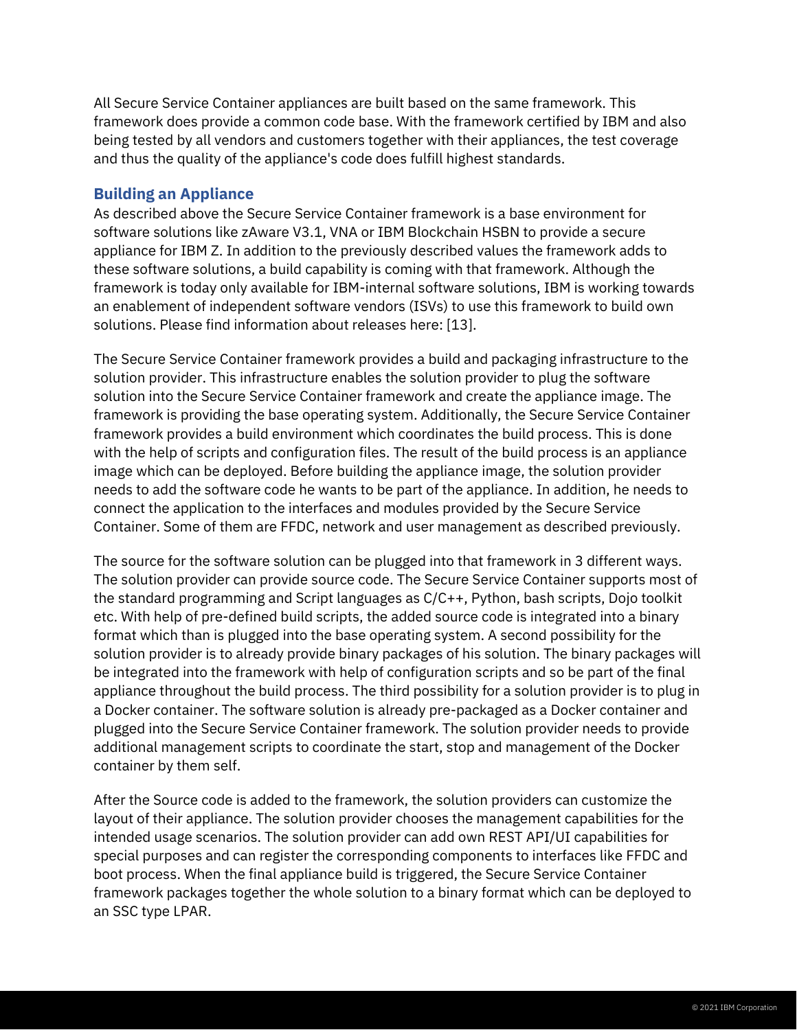All Secure Service Container appliances are built based on the same framework. This framework does provide a common code base. With the framework certified by IBM and also being tested by all vendors and customers together with their appliances, the test coverage and thus the quality of the appliance's code does fulfill highest standards.

## Building an Appliance

As described above the Secure Service Container framework is a base environment for software solutions like zAware V3.1, VNA or IBM Blockchain HSBN to provide a secure appliance for IBM Z. In addition to the previously described values the framework adds to these software solutions, a build capability is coming with that framework. Although the framework is today only available for IBM-internal software solutions, IBM is working towards an enablement of independent software vendors (ISVs) to use this framework to build own solutions. Please find information about releases here: [13].

The Secure Service Container framework provides a build and packaging infrastructure to the solution provider. This infrastructure enables the solution provider to plug the software solution into the Secure Service Container framework and create the appliance image. The framework is providing the base operating system. Additionally, the Secure Service Container framework provides a build environment which coordinates the build process. This is done with the help of scripts and configuration files. The result of the build process is an appliance image which can be deployed. Before building the appliance image, the solution provider needs to add the software code he wants to be part of the appliance. In addition, he needs to connect the application to the interfaces and modules provided by the Secure Service Container. Some of them are FFDC, network and user management as described previously.

The source for the software solution can be plugged into that framework in 3 different ways. The solution provider can provide source code. The Secure Service Container supports most of the standard programming and Script languages as C/C++, Python, bash scripts, Dojo toolkit etc. With help of pre-defined build scripts, the added source code is integrated into a binary format which than is plugged into the base operating system. A second possibility for the solution provider is to already provide binary packages of his solution. The binary packages will be integrated into the framework with help of configuration scripts and so be part of the final appliance throughout the build process. The third possibility for a solution provider is to plug in a Docker container. The software solution is already pre-packaged as a Docker container and plugged into the Secure Service Container framework. The solution provider needs to provide additional management scripts to coordinate the start, stop and management of the Docker container by them self.

After the Source code is added to the framework, the solution providers can customize the layout of their appliance. The solution provider chooses the management capabilities for the intended usage scenarios. The solution provider can add own REST API/UI capabilities for special purposes and can register the corresponding components to interfaces like FFDC and boot process. When the final appliance build is triggered, the Secure Service Container framework packages together the whole solution to a binary format which can be deployed to an SSC type LPAR.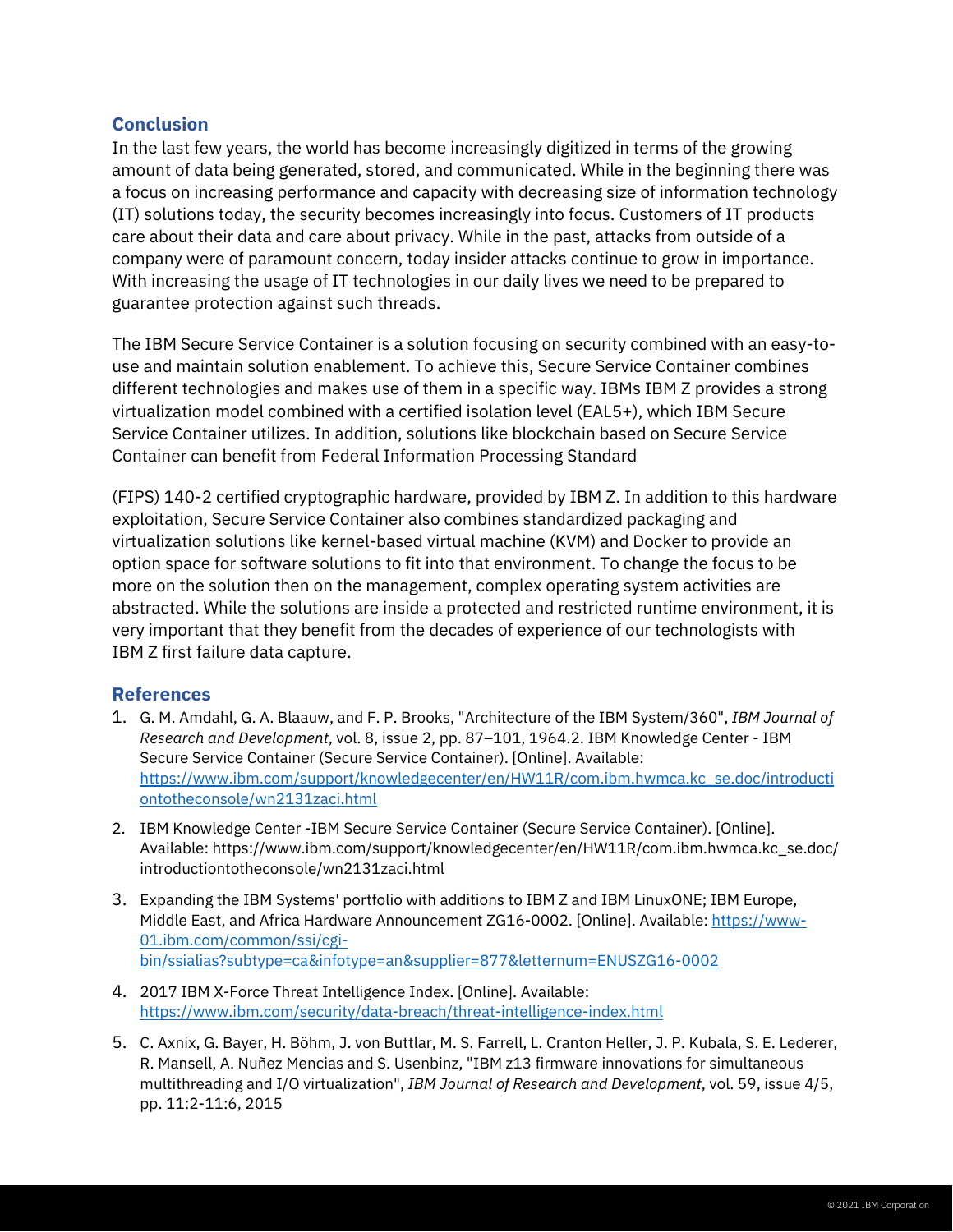## Conclusion

In the last few years, the world has become increasingly digitized in terms of the growing amount of data being generated, stored, and communicated. While in the beginning there was a focus on increasing performance and capacity with decreasing size of information technology (IT) solutions today, the security becomes increasingly into focus. Customers of IT products care about their data and care about privacy. While in the past, attacks from outside of a company were of paramount concern, today insider attacks continue to grow in importance. With increasing the usage of IT technologies in our daily lives we need to be prepared to guarantee protection against such threads.

The IBM Secure Service Container is a solution focusing on security combined with an easy-to-use and maintain solution enablement. To achieve this, Secure Service Container combines different technologies and makes use of them in a specific way. IBMs IBM Z provides a strong virtualization model combined with a certified isolation level (EAL5+), which IBM Secure Service Container utilizes. In addition, solutions like blockchain based on Secure Service Container can benefit from Federal Information Processing Standard

(FIPS) 140-2 certified cryptographic hardware, provided by IBM Z. In addition to this hardware exploitation, Secure Service Container also combines standardized packaging and virtualization solutions like kernel-based virtual machine (KVM) and Docker to provide an option space for software solutions to fit into that environment. To change the focus to be more on the solution then on the management, complex operating system activities are abstracted. While the solutions are inside a protected and restricted runtime environment, it is very important that they benefit from the decades of experience of our technologists with IBM Z first failure data capture.

## References

1. G. M. Amdahl, G. A. Blaauw, and F. P. Brooks, "Architecture of the IBM System/360", *IBM Journal of Research and Development*, vol. 8, issue 2, pp. 87–101, 1964.2. IBM Knowledge Center - IBM Secure Service Container (Secure Service Container). [Online]. Available: https://www.ibm.com/support/knowledgecenter/en/HW11R/com.ibm.hwmca.kc_se.doc/introductiontotheconsole/wn2131zaci.html
2. IBM Knowledge Center -IBM Secure Service Container (Secure Service Container). [Online]. Available: https://www.ibm.com/support/knowledgecenter/en/HW11R/com.ibm.hwmca.kc_se.doc/introductiontotheconsole/wn2131zaci.html
3. Expanding the IBM Systems' portfolio with additions to IBM Z and IBM LinuxONE; IBM Europe, Middle East, and Africa Hardware Announcement ZG16-0002. [Online]. Available: https://www-01.ibm.com/common/ssi/cgi-bin/ssialias?subtype=ca&infotype=an&supplier=877&letternum=ENUSZG16-0002
4. 2017 IBM X-Force Threat Intelligence Index. [Online]. Available: https://www.ibm.com/security/data-breach/threat-intelligence-index.html
5. C. Axnix, G. Bayer, H. Böhm, J. von Buttlar, M. S. Farrell, L. Cranton Heller, J. P. Kubala, S. E. Lederer, R. Mansell, A. Nuñez Mencias and S. Usenbinz, "IBM z13 firmware innovations for simultaneous multithreading and I/O virtualization", *IBM Journal of Research and Development*, vol. 59, issue 4/5, pp. 11:2-11:6, 2015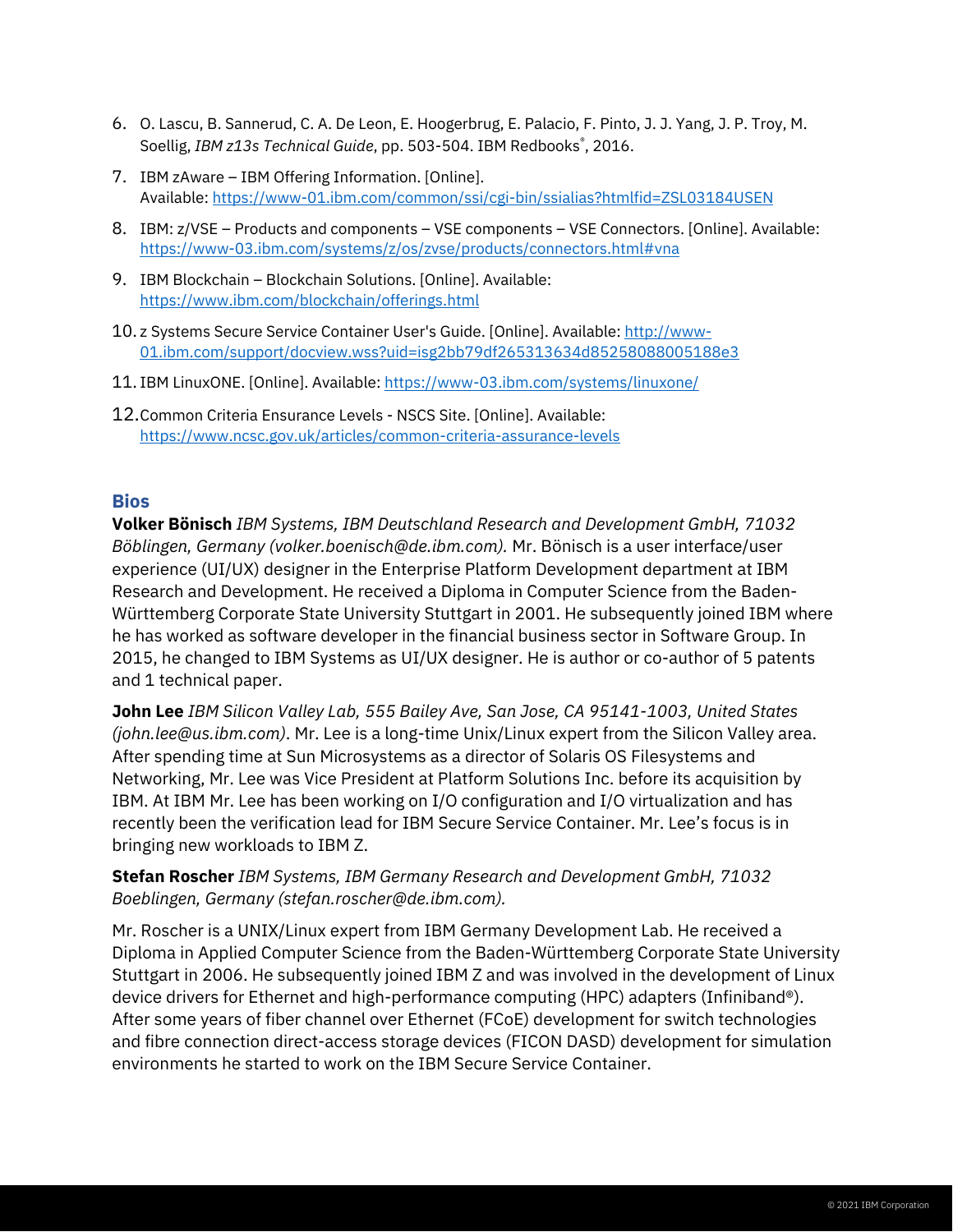6. O. Lascu, B. Sannerud, C. A. De Leon, E. Hoogerbrug, E. Palacio, F. Pinto, J. J. Yang, J. P. Troy, M. Soellig, *IBM z13s Technical Guide*, pp. 503-504. IBM Redbooks®, 2016.
7. IBM zAware – IBM Offering Information. [Online]. Available: https://www-01.ibm.com/common/ssi/cgi-bin/ssialias?htmlfid=ZSL03184USEN
8. IBM: z/VSE – Products and components – VSE components – VSE Connectors. [Online]. Available: https://www-03.ibm.com/systems/z/os/zvse/products/connectors.html#vna
9. IBM Blockchain – Blockchain Solutions. [Online]. Available: https://www.ibm.com/blockchain/offerings.html
10. z Systems Secure Service Container User's Guide. [Online]. Available: http://www-01.ibm.com/support/docview.wss?uid=isg2bb79df265313634d85258088005188e3
11. IBM LinuxONE. [Online]. Available: https://www-03.ibm.com/systems/linuxone/
12. Common Criteria Ensurance Levels - NSCS Site. [Online]. Available: https://www.ncsc.gov.uk/articles/common-criteria-assurance-levels

## Bios

**Volker Bönisch** *IBM Systems, IBM Deutschland Research and Development GmbH, 71032 Böblingen, Germany (volker.boenisch@de.ibm.com).* Mr. Bönisch is a user interface/user experience (UI/UX) designer in the Enterprise Platform Development department at IBM Research and Development. He received a Diploma in Computer Science from the Baden-Württemberg Corporate State University Stuttgart in 2001. He subsequently joined IBM where he has worked as software developer in the financial business sector in Software Group. In 2015, he changed to IBM Systems as UI/UX designer. He is author or co-author of 5 patents and 1 technical paper.

**John Lee** *IBM Silicon Valley Lab, 555 Bailey Ave, San Jose, CA 95141-1003, United States (john.lee@us.ibm.com)*. Mr. Lee is a long-time Unix/Linux expert from the Silicon Valley area. After spending time at Sun Microsystems as a director of Solaris OS Filesystems and Networking, Mr. Lee was Vice President at Platform Solutions Inc. before its acquisition by IBM. At IBM Mr. Lee has been working on I/O configuration and I/O virtualization and has recently been the verification lead for IBM Secure Service Container. Mr. Lee's focus is in bringing new workloads to IBM Z.

**Stefan Roscher** *IBM Systems, IBM Germany Research and Development GmbH, 71032 Boeblingen, Germany (stefan.roscher@de.ibm.com).*

Mr. Roscher is a UNIX/Linux expert from IBM Germany Development Lab. He received a Diploma in Applied Computer Science from the Baden-Württemberg Corporate State University Stuttgart in 2006. He subsequently joined IBM Z and was involved in the development of Linux device drivers for Ethernet and high-performance computing (HPC) adapters (Infiniband®). After some years of fiber channel over Ethernet (FCoE) development for switch technologies and fibre connection direct-access storage devices (FICON DASD) development for simulation environments he started to work on the IBM Secure Service Container.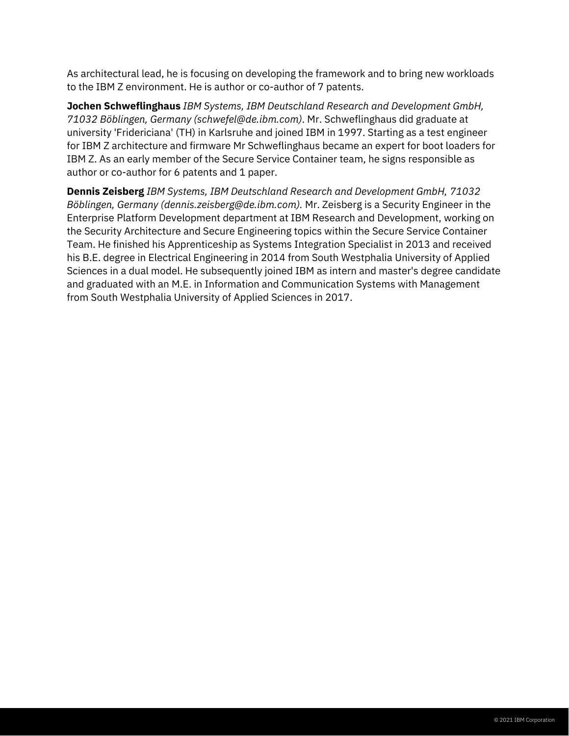As architectural lead, he is focusing on developing the framework and to bring new workloads to the IBM Z environment. He is author or co-author of 7 patents.

**Jochen Schweflinghaus** *IBM Systems, IBM Deutschland Research and Development GmbH, 71032 Böblingen, Germany (schwefel@de.ibm.com)*. Mr. Schweflinghaus did graduate at university 'Fridericiana' (TH) in Karlsruhe and joined IBM in 1997. Starting as a test engineer for IBM Z architecture and firmware Mr Schweflinghaus became an expert for boot loaders for IBM Z. As an early member of the Secure Service Container team, he signs responsible as author or co-author for 6 patents and 1 paper.

**Dennis Zeisberg** *IBM Systems, IBM Deutschland Research and Development GmbH, 71032 Böblingen, Germany (dennis.zeisberg@de.ibm.com).* Mr. Zeisberg is a Security Engineer in the Enterprise Platform Development department at IBM Research and Development, working on the Security Architecture and Secure Engineering topics within the Secure Service Container Team. He finished his Apprenticeship as Systems Integration Specialist in 2013 and received his B.E. degree in Electrical Engineering in 2014 from South Westphalia University of Applied Sciences in a dual model. He subsequently joined IBM as intern and master's degree candidate and graduated with an M.E. in Information and Communication Systems with Management from South Westphalia University of Applied Sciences in 2017.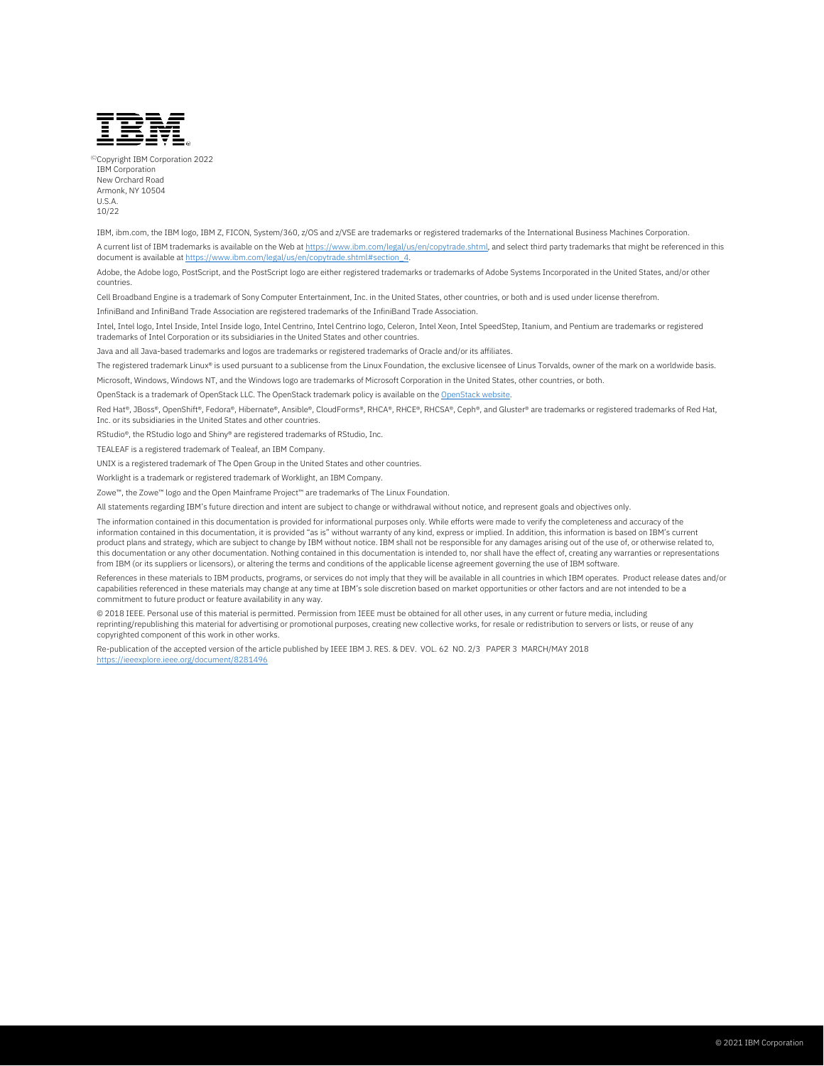©Copyright IBM Corporation 2022
IBM Corporation
New Orchard Road
Armonk, NY 10504
U.S.A.
10/22

IBM, ibm.com, the IBM logo, IBM Z, FICON, System/360, z/OS and z/VSE are trademarks or registered trademarks of the International Business Machines Corporation.

A current list of IBM trademarks is available on the Web at https://www.ibm.com/legal/us/en/copytrade.shtml, and select third party trademarks that might be referenced in this document is available at https://www.ibm.com/legal/us/en/copytrade.shtml#section_4.

Adobe, the Adobe logo, PostScript, and the PostScript logo are either registered trademarks or trademarks of Adobe Systems Incorporated in the United States, and/or other countries.

Cell Broadband Engine is a trademark of Sony Computer Entertainment, Inc. in the United States, other countries, or both and is used under license therefrom.

InfiniBand and InfiniBand Trade Association are registered trademarks of the InfiniBand Trade Association.

Intel, Intel logo, Intel Inside, Intel Inside logo, Intel Centrino, Intel Centrino logo, Celeron, Intel Xeon, Intel SpeedStep, Itanium, and Pentium are trademarks or registered trademarks of Intel Corporation or its subsidiaries in the United States and other countries.

Java and all Java-based trademarks and logos are trademarks or registered trademarks of Oracle and/or its affiliates.

The registered trademark Linux® is used pursuant to a sublicense from the Linux Foundation, the exclusive licensee of Linus Torvalds, owner of the mark on a worldwide basis.

Microsoft, Windows, Windows NT, and the Windows logo are trademarks of Microsoft Corporation in the United States, other countries, or both.

OpenStack is a trademark of OpenStack LLC. The OpenStack trademark policy is available on the OpenStack website.

Red Hat®, JBoss®, OpenShift®, Fedora®, Hibernate®, Ansible®, CloudForms®, RHCA®, RHCE®, RHCSA®, Ceph®, and Gluster® are trademarks or registered trademarks of Red Hat, Inc. or its subsidiaries in the United States and other countries.

RStudio®, the RStudio logo and Shiny® are registered trademarks of RStudio, Inc.

TEALEAF is a registered trademark of Tealeaf, an IBM Company.

UNIX is a registered trademark of The Open Group in the United States and other countries.

Worklight is a trademark or registered trademark of Worklight, an IBM Company.

Zowe™, the Zowe™ logo and the Open Mainframe Project™ are trademarks of The Linux Foundation.

All statements regarding IBM's future direction and intent are subject to change or withdrawal without notice, and represent goals and objectives only.

The information contained in this documentation is provided for informational purposes only. While efforts were made to verify the completeness and accuracy of the information contained in this documentation, it is provided "as is" without warranty of any kind, express or implied. In addition, this information is based on IBM's current product plans and strategy, which are subject to change by IBM without notice. IBM shall not be responsible for any damages arising out of the use of, or otherwise related to, this documentation or any other documentation. Nothing contained in this documentation is intended to, nor shall have the effect of, creating any warranties or representations from IBM (or its suppliers or licensors), or altering the terms and conditions of the applicable license agreement governing the use of IBM software.

References in these materials to IBM products, programs, or services do not imply that they will be available in all countries in which IBM operates. Product release dates and/or capabilities referenced in these materials may change at any time at IBM's sole discretion based on market opportunities or other factors and are not intended to be a commitment to future product or feature availability in any way.

© 2018 IEEE. Personal use of this material is permitted. Permission from IEEE must be obtained for all other uses, in any current or future media, including reprinting/republishing this material for advertising or promotional purposes, creating new collective works, for resale or redistribution to servers or lists, or reuse of any copyrighted component of this work in other works.

Re-publication of the accepted version of the article published by IEEE IBM J. RES. & DEV. VOL. 62 NO. 2/3 PAPER 3 MARCH/MAY 2018
https://ieeexplore.ieee.org/document/8281496